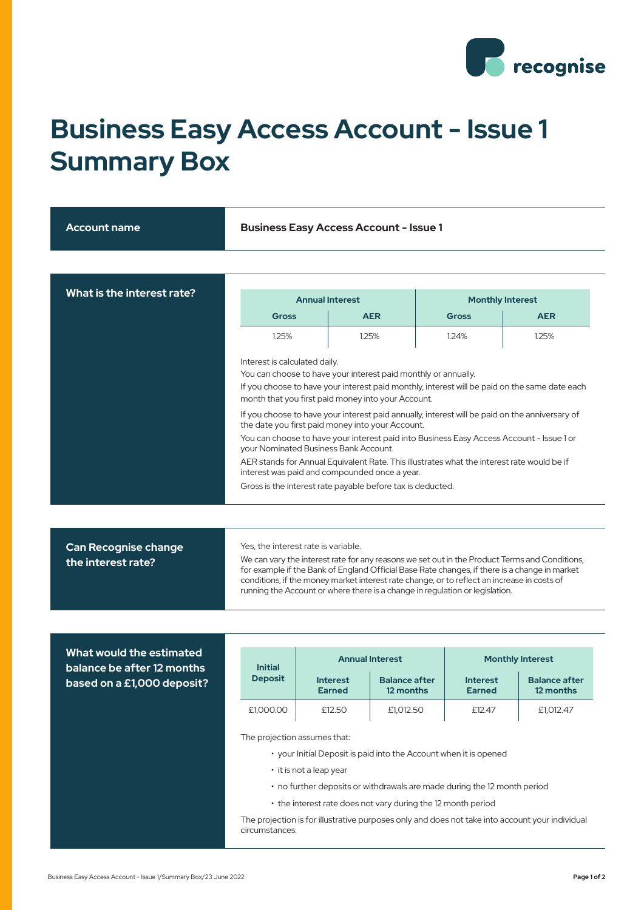# Business Easy Access Account - Issue 1 Summary Box

**Account name**

**Business Easy Access Account - Issue 1**

**What is the interest rate?**

| Annual Interest | | Monthly Interest | |
|---|---|---|---|
| Gross | AER | Gross | AER |
| 1.25% | 1.25% | 1.24% | 1.25% |

Interest is calculated daily.

You can choose to have your interest paid monthly or annually.

If you choose to have your interest paid monthly, interest will be paid on the same date each month that you first paid money into your Account.

If you choose to have your interest paid annually, interest will be paid on the anniversary of the date you first paid money into your Account.

You can choose to have your interest paid into Business Easy Access Account - Issue 1 or your Nominated Business Bank Account.

AER stands for Annual Equivalent Rate. This illustrates what the interest rate would be if interest was paid and compounded once a year.

Gross is the interest rate payable before tax is deducted.

**Can Recognise change the interest rate?**

Yes, the interest rate is variable.

We can vary the interest rate for any reasons we set out in the Product Terms and Conditions, for example if the Bank of England Official Base Rate changes, if there is a change in market conditions, if the money market interest rate change, or to reflect an increase in costs of running the Account or where there is a change in regulation or legislation.

**What would the estimated balance be after 12 months based on a £1,000 deposit?**

| Initial Deposit | Annual Interest | | Monthly Interest | |
|---|---|---|---|---|
| | Interest Earned | Balance after 12 months | Interest Earned | Balance after 12 months |
| £1,000.00 | £12.50 | £1,012.50 | £12.47 | £1,012.47 |

The projection assumes that:

- your Initial Deposit is paid into the Account when it is opened
- it is not a leap year
- no further deposits or withdrawals are made during the 12 month period
- the interest rate does not vary during the 12 month period

The projection is for illustrative purposes only and does not take into account your individual circumstances.

Business Easy Access Account - Issue 1/Summary Box/23 June 2022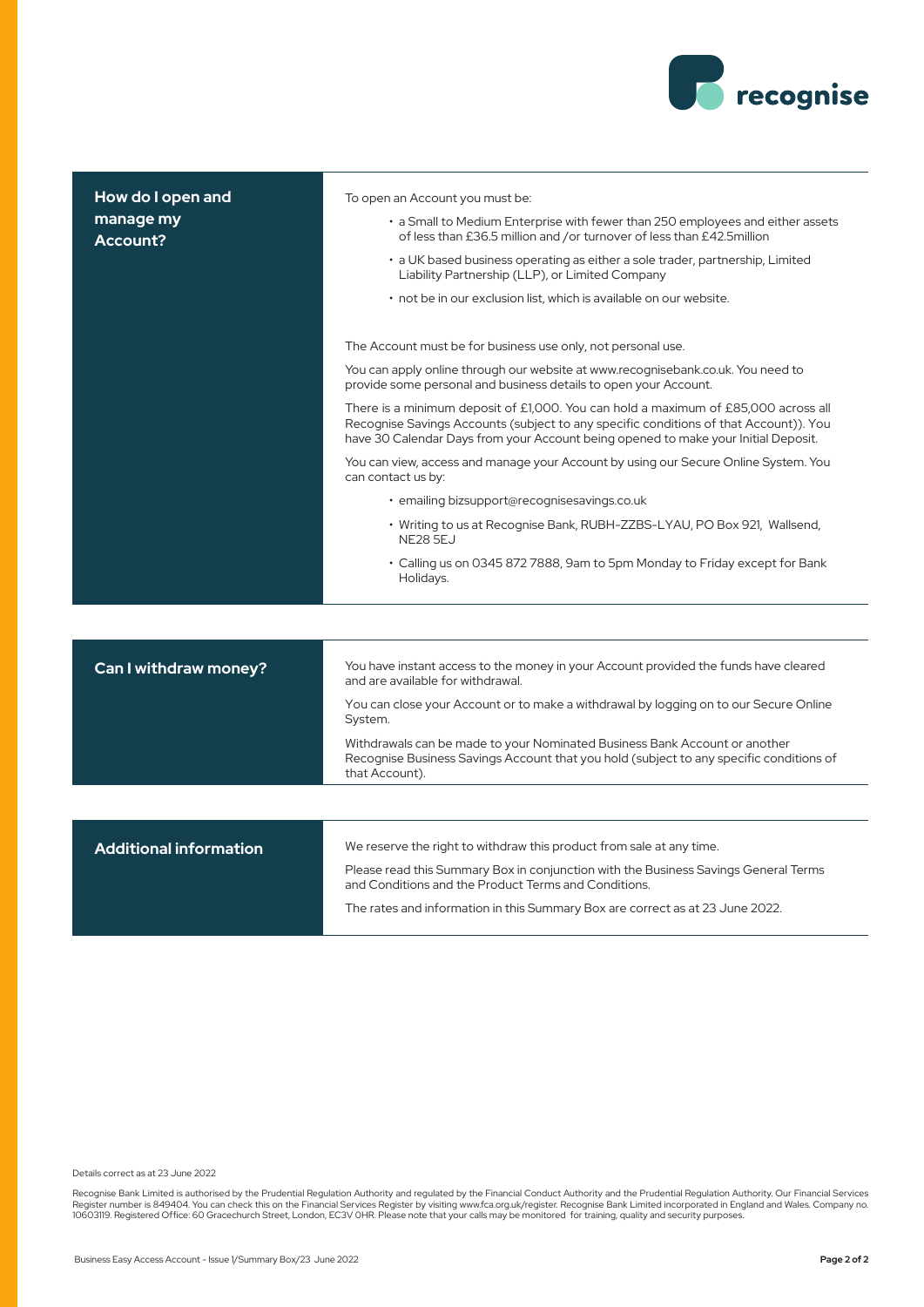| | |
|---|---|
| **How do I open and manage my Account?** | To open an Account you must be:<br>• a Small to Medium Enterprise with fewer than 250 employees and either assets of less than £36.5 million and /or turnover of less than £42.5million<br>• a UK based business operating as either a sole trader, partnership, Limited Liability Partnership (LLP), or Limited Company<br>• not be in our exclusion list, which is available on our website.<br><br>The Account must be for business use only, not personal use.<br><br>You can apply online through our website at www.recognisebank.co.uk. You need to provide some personal and business details to open your Account.<br><br>There is a minimum deposit of £1,000. You can hold a maximum of £85,000 across all Recognise Savings Accounts (subject to any specific conditions of that Account)). You have 30 Calendar Days from your Account being opened to make your Initial Deposit.<br><br>You can view, access and manage your Account by using our Secure Online System. You can contact us by:<br>• emailing bizsupport@recognisesavings.co.uk<br>• Writing to us at Recognise Bank, RUBH-ZZBS-LYAU, PO Box 921, Wallsend, NE28 5EJ<br>• Calling us on 0345 872 7888, 9am to 5pm Monday to Friday except for Bank Holidays. |

| | |
|---|---|
| **Can I withdraw money?** | You have instant access to the money in your Account provided the funds have cleared and are available for withdrawal.<br><br>You can close your Account or to make a withdrawal by logging on to our Secure Online System.<br><br>Withdrawals can be made to your Nominated Business Bank Account or another Recognise Business Savings Account that you hold (subject to any specific conditions of that Account). |

| | |
|---|---|
| **Additional information** | We reserve the right to withdraw this product from sale at any time.<br><br>Please read this Summary Box in conjunction with the Business Savings General Terms and Conditions and the Product Terms and Conditions.<br><br>The rates and information in this Summary Box are correct as at 23 June 2022. |

Details correct as at 23 June 2022

Recognise Bank Limited is authorised by the Prudential Regulation Authority and regulated by the Financial Conduct Authority and the Prudential Regulation Authority. Our Financial Services Register number is 849404. You can check this on the Financial Services Register by visiting www.fca.org.uk/register. Recognise Bank Limited incorporated in England and Wales. Company no. 10603119. Registered Office: 60 Gracechurch Street, London, EC3V 0HR. Please note that your calls may be monitored for training, quality and security purposes.

Business Easy Access Account - Issue 1/Summary Box/23 June 2022